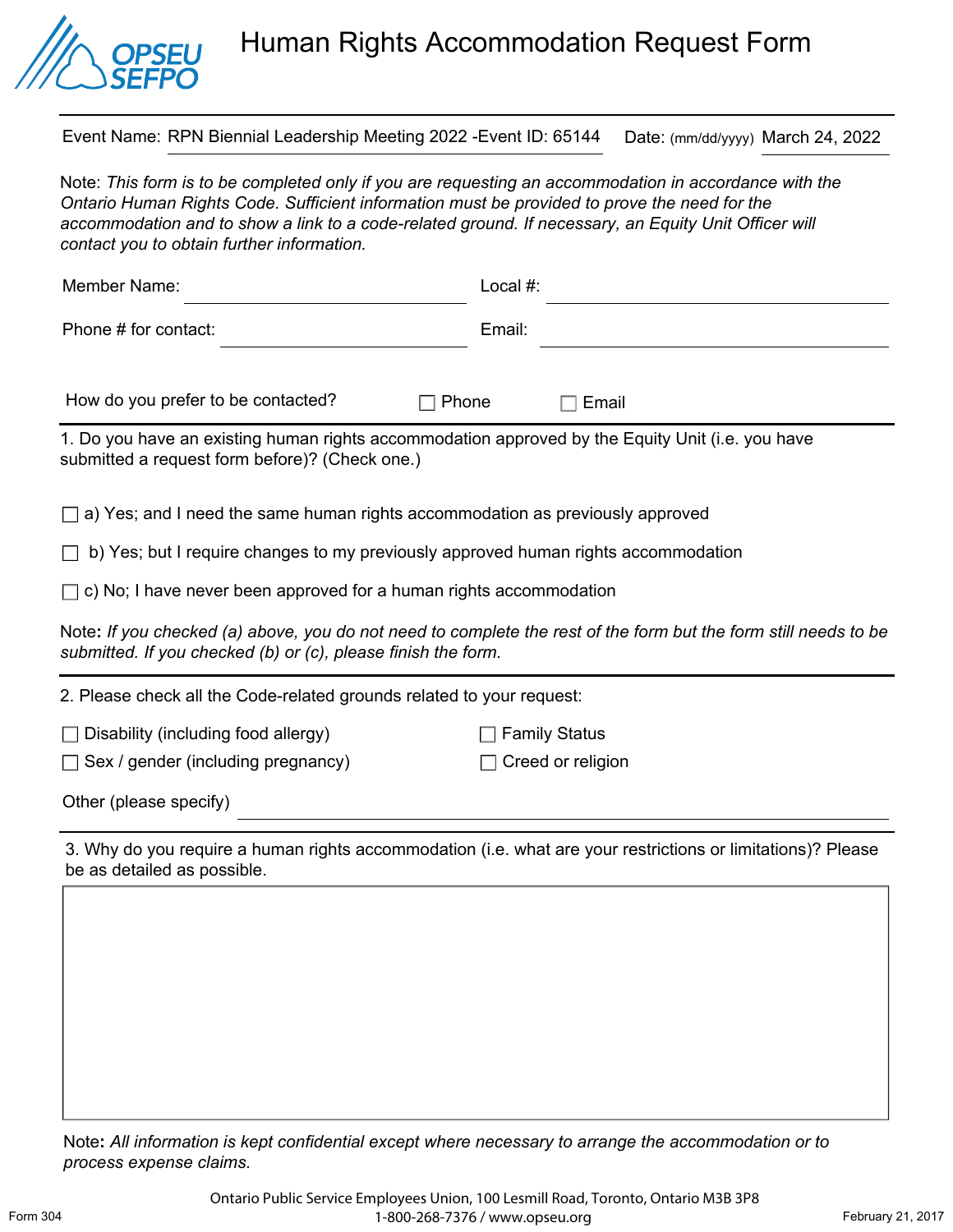# Human Rights Accommodation Request Form

Event Name: RPN Biennial Leadership Meeting 2022 -Event ID: 65144 Date: (mm/dd/yyyy) March 24, 2022

Note: *This form is to be completed only if you are requesting an accommodation in accordance with the Ontario Human Rights Code. Sufficient information must be provided to prove the need for the accommodation and to show a link to a code-related ground. If necessary, an Equity Unit Officer will contact you to obtain further information.*

Member Name: ______________________ Local #: ______________________

Phone # for contact: ______________________ Email: ______________________

How do you prefer to be contacted? ☐ Phone ☐ Email

1. Do you have an existing human rights accommodation approved by the Equity Unit (i.e. you have submitted a request form before)? (Check one.)

☐ a) Yes; and I need the same human rights accommodation as previously approved

☐ b) Yes; but I require changes to my previously approved human rights accommodation

☐ c) No; I have never been approved for a human rights accommodation

Note: *If you checked (a) above, you do not need to complete the rest of the form but the form still needs to be submitted. If you checked (b) or (c), please finish the form.*

2. Please check all the Code-related grounds related to your request:

☐ Disability (including food allergy)

☐ Family Status

☐ Sex / gender (including pregnancy)

☐ Creed or religion

Other (please specify) ______________________

3. Why do you require a human rights accommodation (i.e. what are your restrictions or limitations)? Please be as detailed as possible.

Note: *All information is kept confidential except where necessary to arrange the accommodation or to process expense claims.*

Ontario Public Service Employees Union, 100 Lesmill Road, Toronto, Ontario M3B 3P8
1-800-268-7376 / www.opseu.org

Form 304 February 21, 2017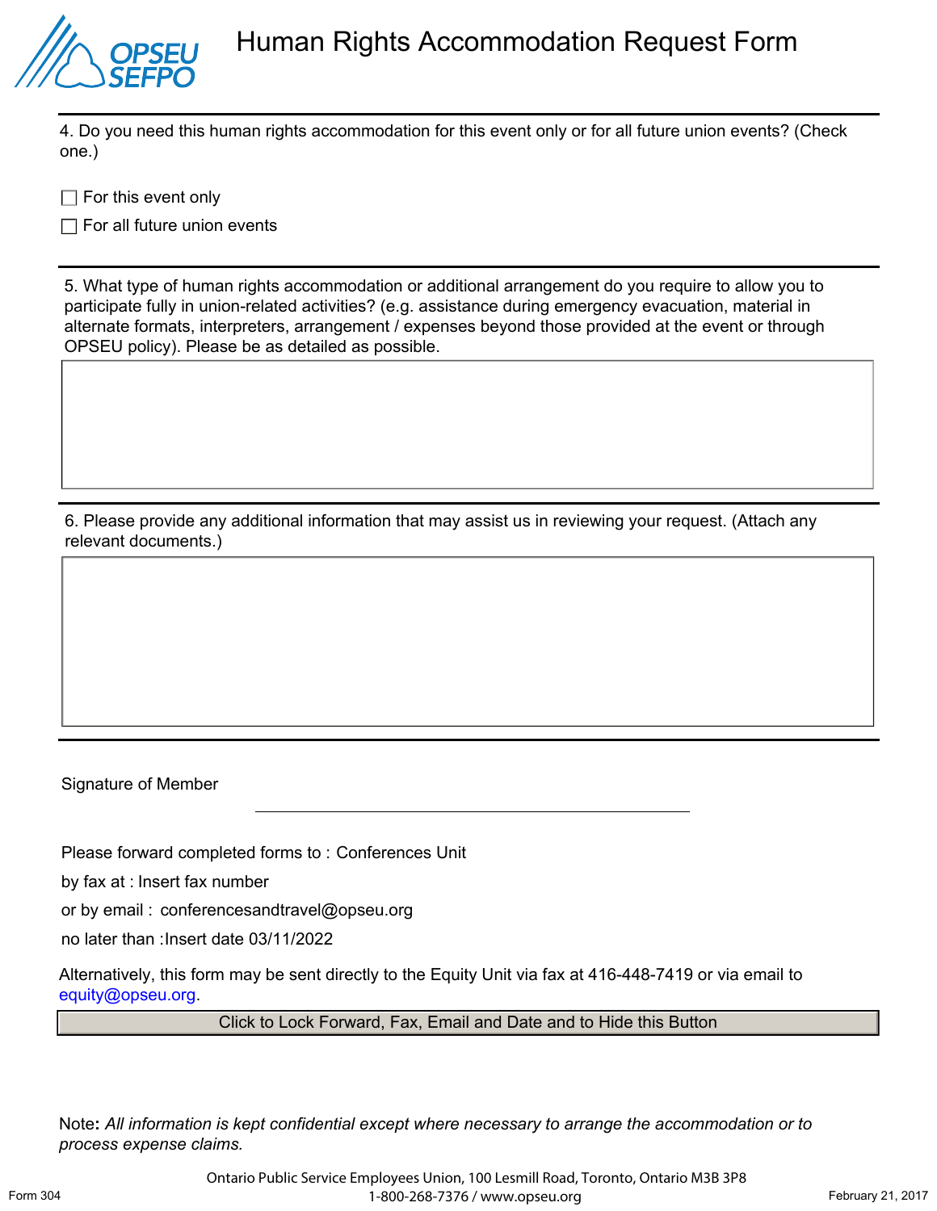# Human Rights Accommodation Request Form

4. Do you need this human rights accommodation for this event only or for all future union events? (Check one.)

☐ For this event only

☐ For all future union events

5. What type of human rights accommodation or additional arrangement do you require to allow you to participate fully in union-related activities? (e.g. assistance during emergency evacuation, material in alternate formats, interpreters, arrangement / expenses beyond those provided at the event or through OPSEU policy). Please be as detailed as possible.

6. Please provide any additional information that may assist us in reviewing your request. (Attach any relevant documents.)

Signature of Member \_\_\_\_\_\_\_\_\_\_\_\_\_\_\_\_\_\_\_\_\_\_\_\_\_\_\_\_\_\_\_\_\_\_\_\_

Please forward completed forms to : Conferences Unit

by fax at : Insert fax number

or by email : conferencesandtravel@opseu.org

no later than :Insert date 03/11/2022

Alternatively, this form may be sent directly to the Equity Unit via fax at 416-448-7419 or via email to equity@opseu.org.

Click to Lock Forward, Fax, Email and Date and to Hide this Button

Note**:** *All information is kept confidential except where necessary to arrange the accommodation or to process expense claims.*

Ontario Public Service Employees Union, 100 Lesmill Road, Toronto, Ontario M3B 3P8
1-800-268-7376 / www.opseu.org

Form 304 February 21, 2017